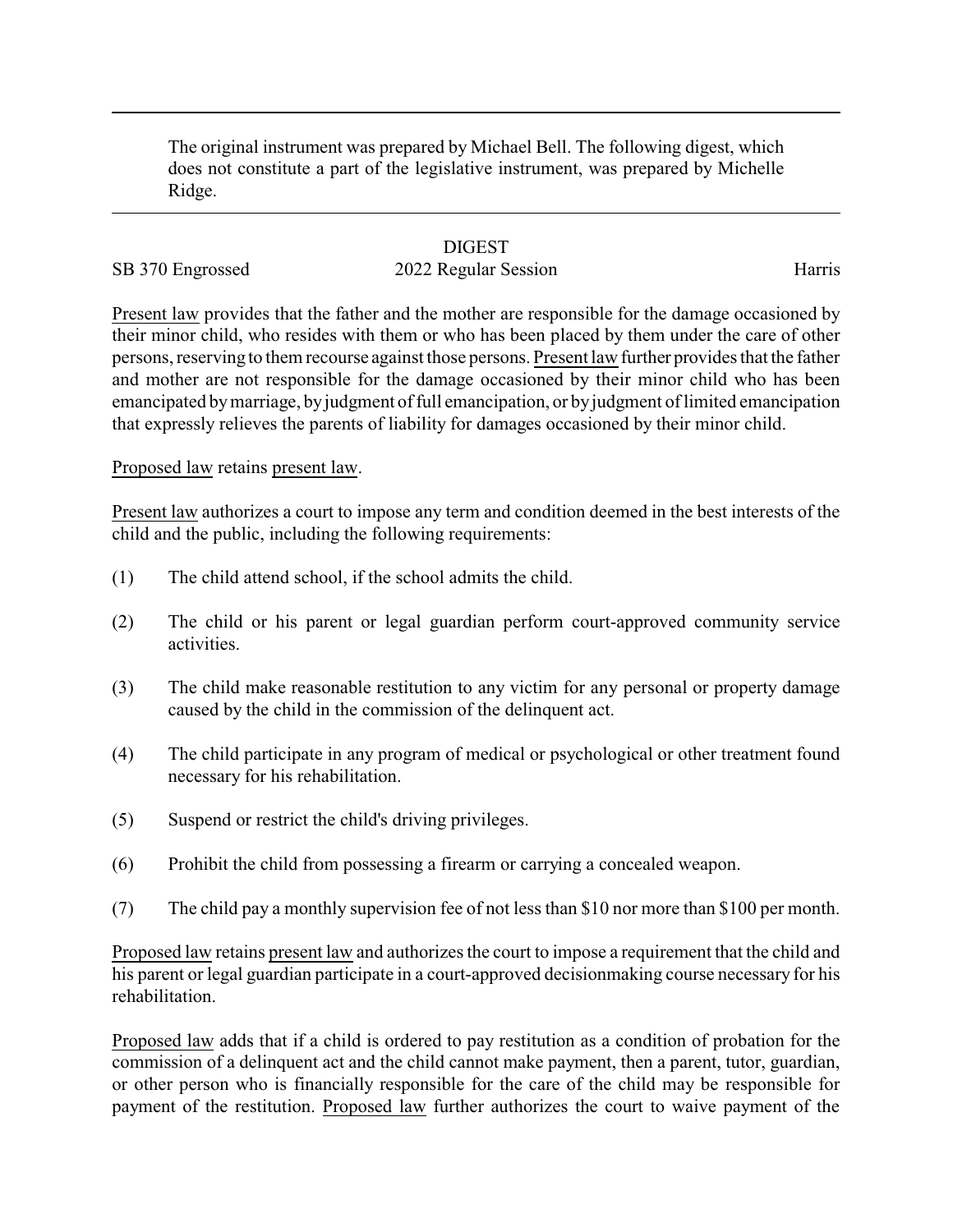The original instrument was prepared by Michael Bell. The following digest, which does not constitute a part of the legislative instrument, was prepared by Michelle Ridge.

# DIGEST

SB 370 Engrossed 2022 Regular Session Harris

Present law provides that the father and the mother are responsible for the damage occasioned by their minor child, who resides with them or who has been placed by them under the care of other persons, reserving to them recourse against those persons. Present law further provides that the father and mother are not responsible for the damage occasioned by their minor child who has been emancipated by marriage, by judgment of full emancipation, or by judgment of limited emancipation that expressly relieves the parents of liability for damages occasioned by their minor child.

Proposed law retains present law.

Present law authorizes a court to impose any term and condition deemed in the best interests of the child and the public, including the following requirements:

(1) The child attend school, if the school admits the child.

(2) The child or his parent or legal guardian perform court-approved community service activities.

(3) The child make reasonable restitution to any victim for any personal or property damage caused by the child in the commission of the delinquent act.

(4) The child participate in any program of medical or psychological or other treatment found necessary for his rehabilitation.

(5) Suspend or restrict the child's driving privileges.

(6) Prohibit the child from possessing a firearm or carrying a concealed weapon.

(7) The child pay a monthly supervision fee of not less than $10 nor more than $100 per month.

Proposed law retains present law and authorizes the court to impose a requirement that the child and his parent or legal guardian participate in a court-approved decisionmaking course necessary for his rehabilitation.

Proposed law adds that if a child is ordered to pay restitution as a condition of probation for the commission of a delinquent act and the child cannot make payment, then a parent, tutor, guardian, or other person who is financially responsible for the care of the child may be responsible for payment of the restitution. Proposed law further authorizes the court to waive payment of the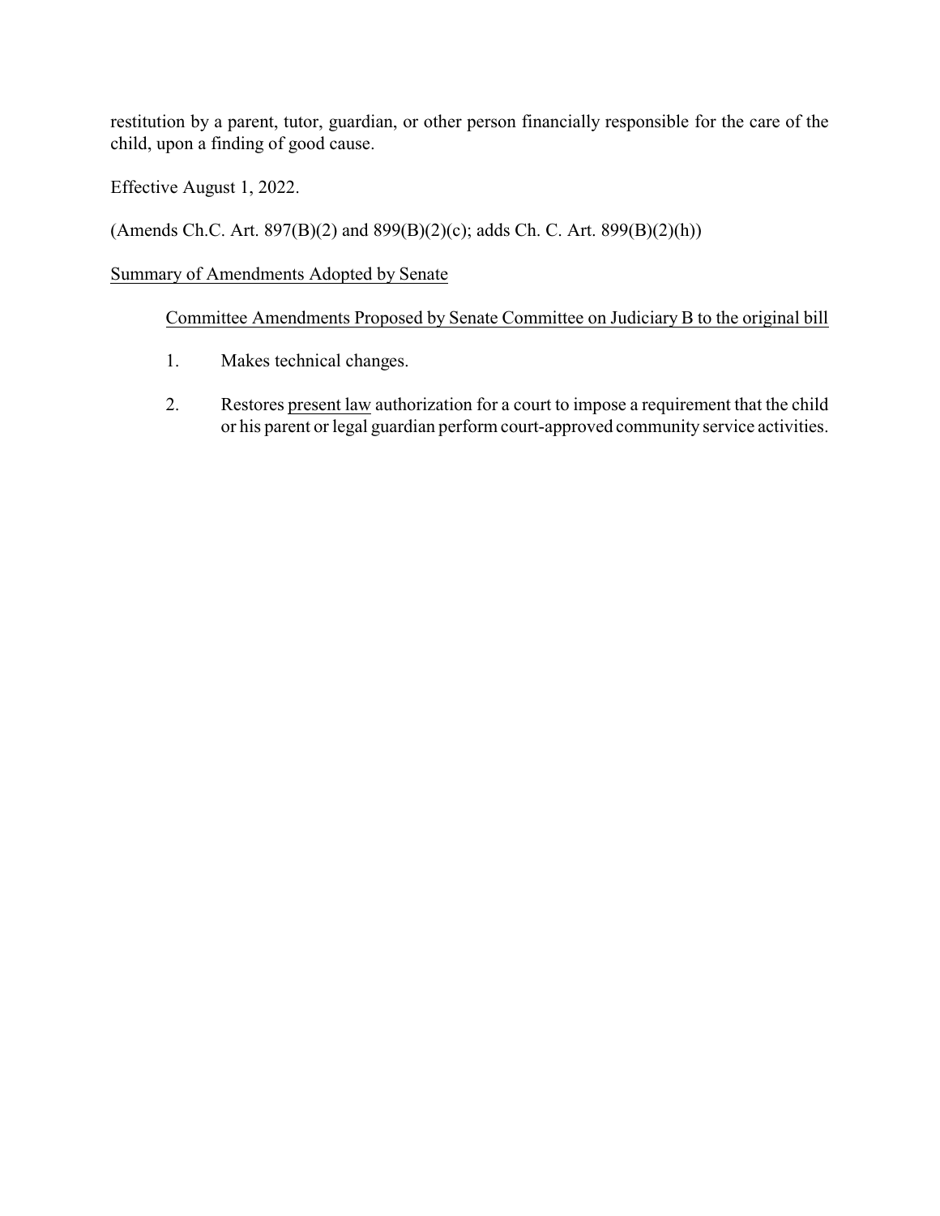restitution by a parent, tutor, guardian, or other person financially responsible for the care of the child, upon a finding of good cause.

Effective August 1, 2022.

(Amends Ch.C. Art. 897(B)(2) and 899(B)(2)(c); adds Ch. C. Art. 899(B)(2)(h))

<u>Summary of Amendments Adopted by Senate</u>

<u>Committee Amendments Proposed by Senate Committee on Judiciary B to the original bill</u>

1. Makes technical changes.

2. Restores <u>present law</u> authorization for a court to impose a requirement that the child or his parent or legal guardian perform court-approved community service activities.